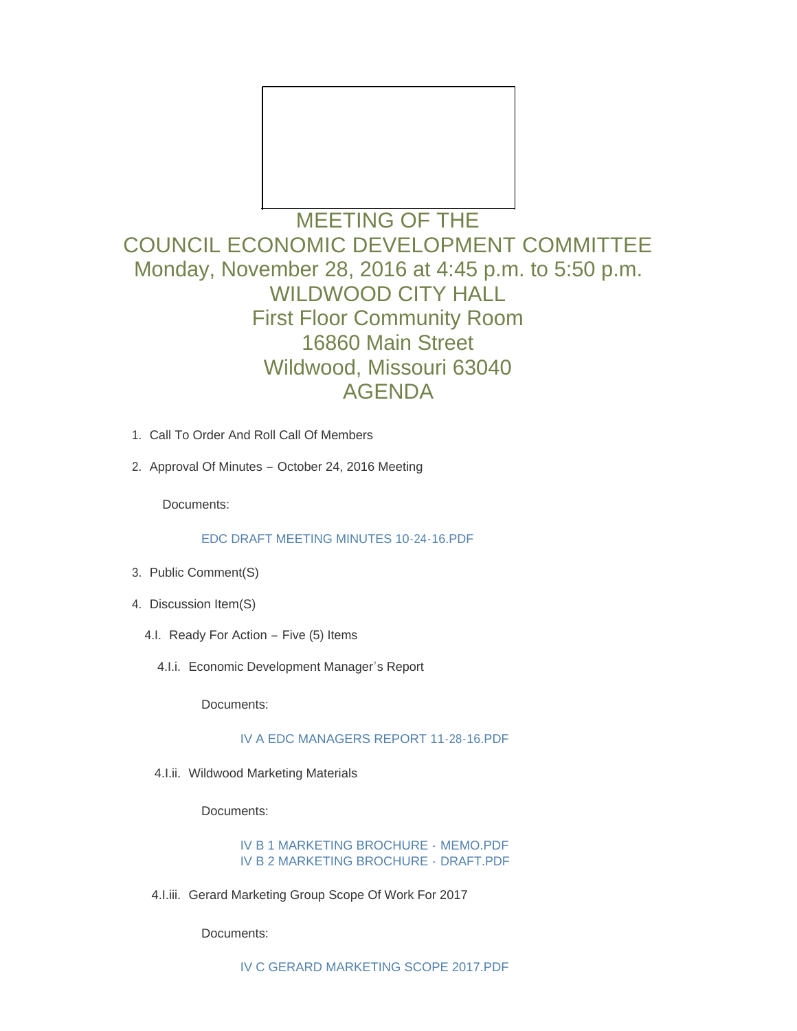# MEETING OF THE
# COUNCIL ECONOMIC DEVELOPMENT COMMITTEE
# Monday, November 28, 2016 at 4:45 p.m. to 5:50 p.m.
# WILDWOOD CITY HALL
# First Floor Community Room
# 16860 Main Street
# Wildwood, Missouri 63040
# AGENDA

1. Call To Order And Roll Call Of Members

2. Approval Of Minutes – October 24, 2016 Meeting

   Documents:

   EDC DRAFT MEETING MINUTES 10-24-16.PDF

3. Public Comment(S)

4. Discussion Item(S)

   4.I. Ready For Action – Five (5) Items

   4.I.i. Economic Development Manager's Report

   Documents:

   IV A EDC MANAGERS REPORT 11-28-16.PDF

   4.I.ii. Wildwood Marketing Materials

   Documents:

   IV B 1 MARKETING BROCHURE - MEMO.PDF
   IV B 2 MARKETING BROCHURE - DRAFT.PDF

   4.I.iii. Gerard Marketing Group Scope Of Work For 2017

   Documents:

   IV C GERARD MARKETING SCOPE 2017.PDF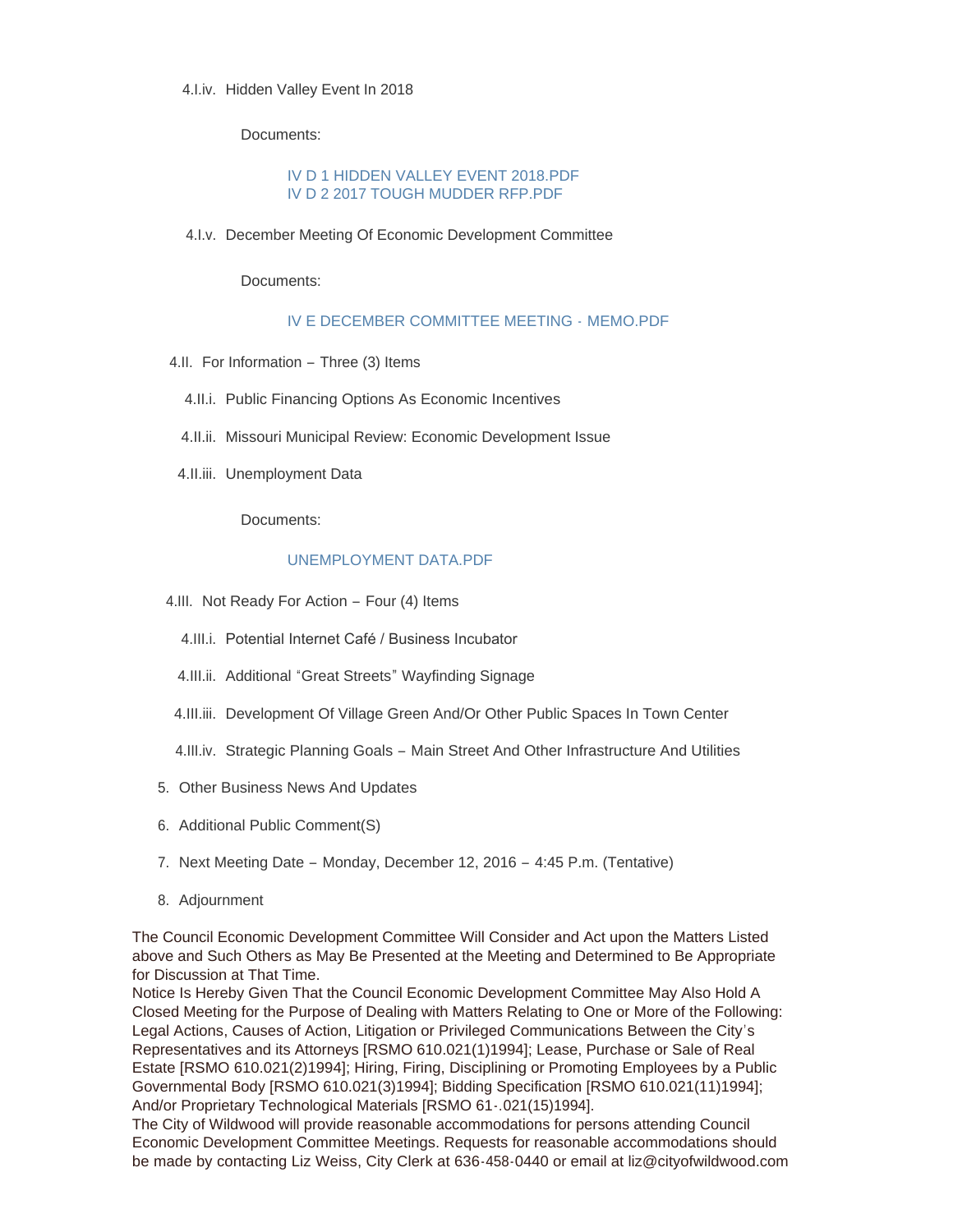4.I.iv. Hidden Valley Event In 2018

Documents:

IV D 1 HIDDEN VALLEY EVENT 2018.PDF
IV D 2 2017 TOUGH MUDDER RFP.PDF

4.I.v. December Meeting Of Economic Development Committee

Documents:

IV E DECEMBER COMMITTEE MEETING - MEMO.PDF

4.II. For Information – Three (3) Items

4.II.i. Public Financing Options As Economic Incentives

4.II.ii. Missouri Municipal Review: Economic Development Issue

4.II.iii. Unemployment Data

Documents:

UNEMPLOYMENT DATA.PDF

4.III. Not Ready For Action – Four (4) Items

4.III.i. Potential Internet Café / Business Incubator

4.III.ii. Additional "Great Streets" Wayfinding Signage

4.III.iii. Development Of Village Green And/Or Other Public Spaces In Town Center

4.III.iv. Strategic Planning Goals – Main Street And Other Infrastructure And Utilities

5. Other Business News And Updates

6. Additional Public Comment(S)

7. Next Meeting Date – Monday, December 12, 2016 – 4:45 P.m. (Tentative)

8. Adjournment

The Council Economic Development Committee Will Consider and Act upon the Matters Listed above and Such Others as May Be Presented at the Meeting and Determined to Be Appropriate for Discussion at That Time.
Notice Is Hereby Given That the Council Economic Development Committee May Also Hold A Closed Meeting for the Purpose of Dealing with Matters Relating to One or More of the Following: Legal Actions, Causes of Action, Litigation or Privileged Communications Between the City's Representatives and its Attorneys [RSMO 610.021(1)1994]; Lease, Purchase or Sale of Real Estate [RSMO 610.021(2)1994]; Hiring, Firing, Disciplining or Promoting Employees by a Public Governmental Body [RSMO 610.021(11)1994]; Bidding Specification [RSMO 610.021(3)1994]; And/or Proprietary Technological Materials [RSMO 61-.021(15)1994].
The City of Wildwood will provide reasonable accommodations for persons attending Council Economic Development Committee Meetings. Requests for reasonable accommodations should be made by contacting Liz Weiss, City Clerk at 636-458-0440 or email at liz@cityofwildwood.com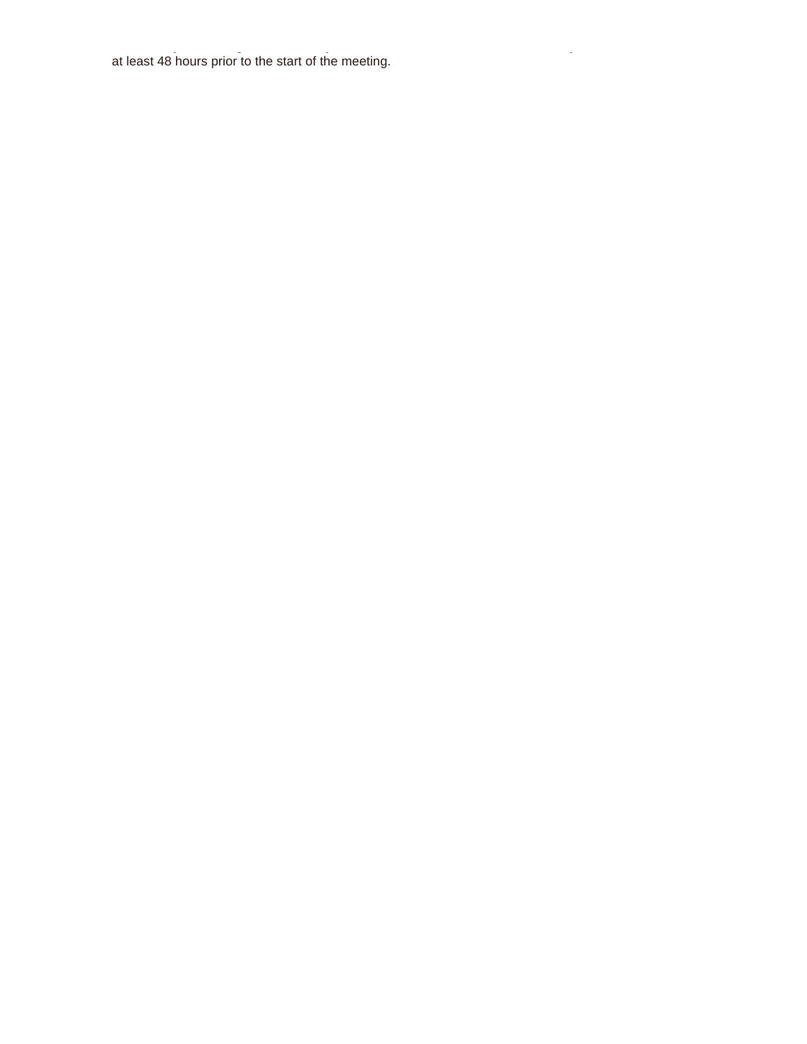at least 48 hours prior to the start of the meeting.